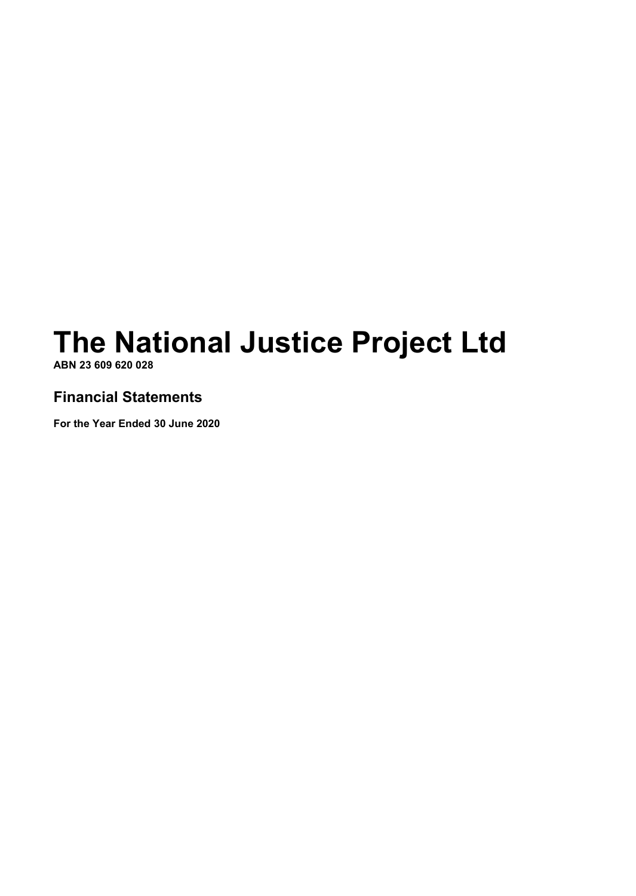# The National Justice Project Ltd

**ABN 23 609 620 028**

## Financial Statements

**For the Year Ended 30 June 2020**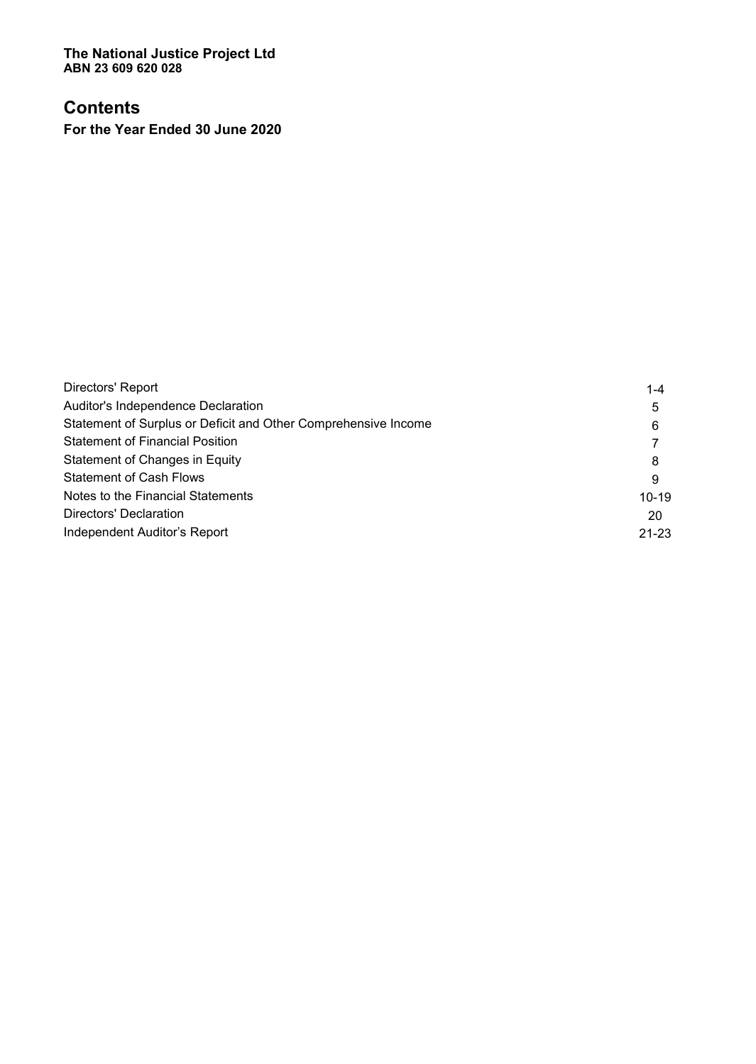**The National Justice Project Ltd**
**ABN 23 609 620 028**

# Contents

**For the Year Ended 30 June 2020**

| | |
|---|---|
| Directors' Report | 1-4 |
| Auditor's Independence Declaration | 5 |
| Statement of Surplus or Deficit and Other Comprehensive Income | 6 |
| Statement of Financial Position | 7 |
| Statement of Changes in Equity | 8 |
| Statement of Cash Flows | 9 |
| Notes to the Financial Statements | 10-19 |
| Directors' Declaration | 20 |
| Independent Auditor's Report | 21-23 |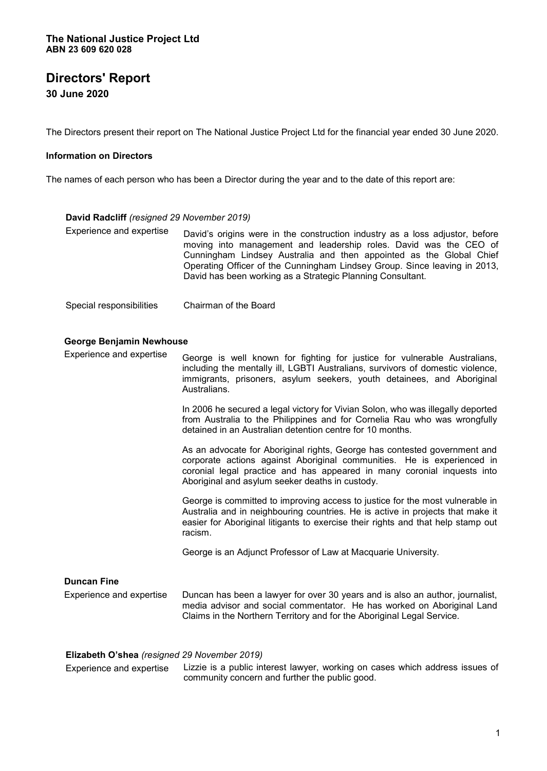**The National Justice Project Ltd**
**ABN 23 609 620 028**

# Directors' Report

**30 June 2020**

The Directors present their report on The National Justice Project Ltd for the financial year ended 30 June 2020.

### Information on Directors

The names of each person who has been a Director during the year and to the date of this report are:

**David Radcliff** *(resigned 29 November 2019)*

| | |
|---|---|
| Experience and expertise | David's origins were in the construction industry as a loss adjustor, before moving into management and leadership roles. David was the CEO of Cunningham Lindsey Australia and then appointed as the Global Chief Operating Officer of the Cunningham Lindsey Group. Since leaving in 2013, David has been working as a Strategic Planning Consultant. |
| Special responsibilities | Chairman of the Board |

**George Benjamin Newhouse**

Experience and expertise

George is well known for fighting for justice for vulnerable Australians, including the mentally ill, LGBTI Australians, survivors of domestic violence, immigrants, prisoners, asylum seekers, youth detainees, and Aboriginal Australians.

In 2006 he secured a legal victory for Vivian Solon, who was illegally deported from Australia to the Philippines and for Cornelia Rau who was wrongfully detained in an Australian detention centre for 10 months.

As an advocate for Aboriginal rights, George has contested government and corporate actions against Aboriginal communities. He is experienced in coronial legal practice and has appeared in many coronial inquests into Aboriginal and asylum seeker deaths in custody.

George is committed to improving access to justice for the most vulnerable in Australia and in neighbouring countries. He is active in projects that make it easier for Aboriginal litigants to exercise their rights and that help stamp out racism.

George is an Adjunct Professor of Law at Macquarie University.

**Duncan Fine**

| | |
|---|---|
| Experience and expertise | Duncan has been a lawyer for over 30 years and is also an author, journalist, media advisor and social commentator. He has worked on Aboriginal Land Claims in the Northern Territory and for the Aboriginal Legal Service. |

**Elizabeth O'shea** *(resigned 29 November 2019)*

| | |
|---|---|
| Experience and expertise | Lizzie is a public interest lawyer, working on cases which address issues of community concern and further the public good. |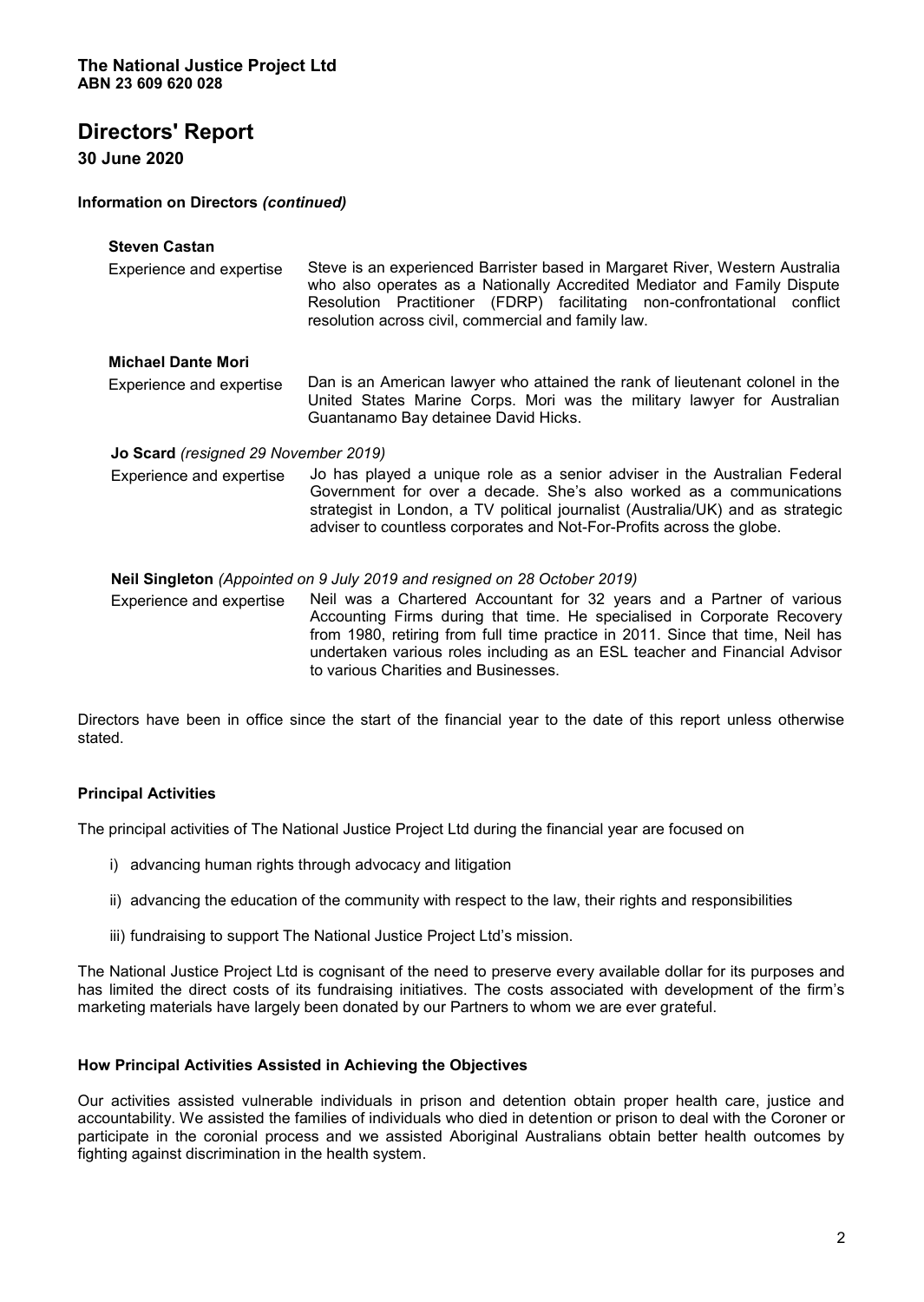**The National Justice Project Ltd**
**ABN 23 609 620 028**

# Directors' Report

**30 June 2020**

### Information on Directors *(continued)*

**Steven Castan**

| | |
|---|---|
| Experience and expertise | Steve is an experienced Barrister based in Margaret River, Western Australia who also operates as a Nationally Accredited Mediator and Family Dispute Resolution Practitioner (FDRP) facilitating non-confrontational conflict resolution across civil, commercial and family law. |

**Michael Dante Mori**

| | |
|---|---|
| Experience and expertise | Dan is an American lawyer who attained the rank of lieutenant colonel in the United States Marine Corps. Mori was the military lawyer for Australian Guantanamo Bay detainee David Hicks. |

**Jo Scard** *(resigned 29 November 2019)*

| | |
|---|---|
| Experience and expertise | Jo has played a unique role as a senior adviser in the Australian Federal Government for over a decade. She's also worked as a communications strategist in London, a TV political journalist (Australia/UK) and as strategic adviser to countless corporates and Not-For-Profits across the globe. |

**Neil Singleton** *(Appointed on 9 July 2019 and resigned on 28 October 2019)*

| | |
|---|---|
| Experience and expertise | Neil was a Chartered Accountant for 32 years and a Partner of various Accounting Firms during that time. He specialised in Corporate Recovery from 1980, retiring from full time practice in 2011. Since that time, Neil has undertaken various roles including as an ESL teacher and Financial Advisor to various Charities and Businesses. |

Directors have been in office since the start of the financial year to the date of this report unless otherwise stated.

### Principal Activities

The principal activities of The National Justice Project Ltd during the financial year are focused on

i) advancing human rights through advocacy and litigation

ii) advancing the education of the community with respect to the law, their rights and responsibilities

iii) fundraising to support The National Justice Project Ltd's mission.

The National Justice Project Ltd is cognisant of the need to preserve every available dollar for its purposes and has limited the direct costs of its fundraising initiatives. The costs associated with development of the firm's marketing materials have largely been donated by our Partners to whom we are ever grateful.

### How Principal Activities Assisted in Achieving the Objectives

Our activities assisted vulnerable individuals in prison and detention obtain proper health care, justice and accountability. We assisted the families of individuals who died in detention or prison to deal with the Coroner or participate in the coronial process and we assisted Aboriginal Australians obtain better health outcomes by fighting against discrimination in the health system.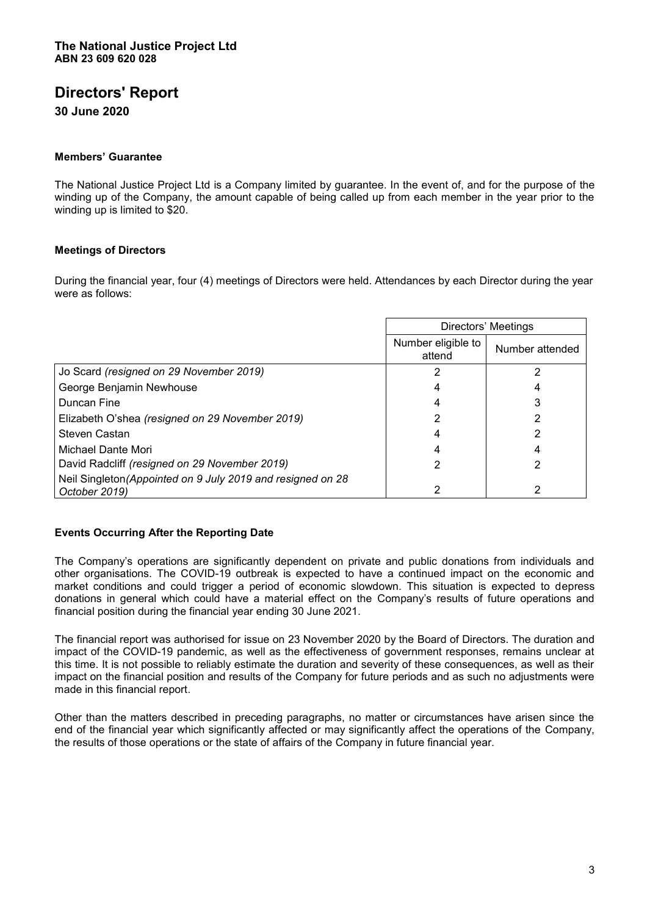**The National Justice Project Ltd**
**ABN 23 609 620 028**

# Directors' Report

**30 June 2020**

### Members' Guarantee

The National Justice Project Ltd is a Company limited by guarantee. In the event of, and for the purpose of the winding up of the Company, the amount capable of being called up from each member in the year prior to the winding up is limited to $20.

### Meetings of Directors

During the financial year, four (4) meetings of Directors were held. Attendances by each Director during the year were as follows:

| | Directors' Meetings | |
|---|---|---|
| | Number eligible to attend | Number attended |
| Jo Scard *(resigned on 29 November 2019)* | 2 | 2 |
| George Benjamin Newhouse | 4 | 4 |
| Duncan Fine | 4 | 3 |
| Elizabeth O'shea *(resigned on 29 November 2019)* | 2 | 2 |
| Steven Castan | 4 | 2 |
| Michael Dante Mori | 4 | 4 |
| David Radcliff *(resigned on 29 November 2019)* | 2 | 2 |
| Neil Singleton*(Appointed on 9 July 2019 and resigned on 28 October 2019)* | 2 | 2 |

### Events Occurring After the Reporting Date

The Company's operations are significantly dependent on private and public donations from individuals and other organisations. The COVID-19 outbreak is expected to have a continued impact on the economic and market conditions and could trigger a period of economic slowdown. This situation is expected to depress donations in general which could have a material effect on the Company's results of future operations and financial position during the financial year ending 30 June 2021.

The financial report was authorised for issue on 23 November 2020 by the Board of Directors. The duration and impact of the COVID-19 pandemic, as well as the effectiveness of government responses, remains unclear at this time. It is not possible to reliably estimate the duration and severity of these consequences, as well as their impact on the financial position and results of the Company for future periods and as such no adjustments were made in this financial report.

Other than the matters described in preceding paragraphs, no matter or circumstances have arisen since the end of the financial year which significantly affected or may significantly affect the operations of the Company, the results of those operations or the state of affairs of the Company in future financial year.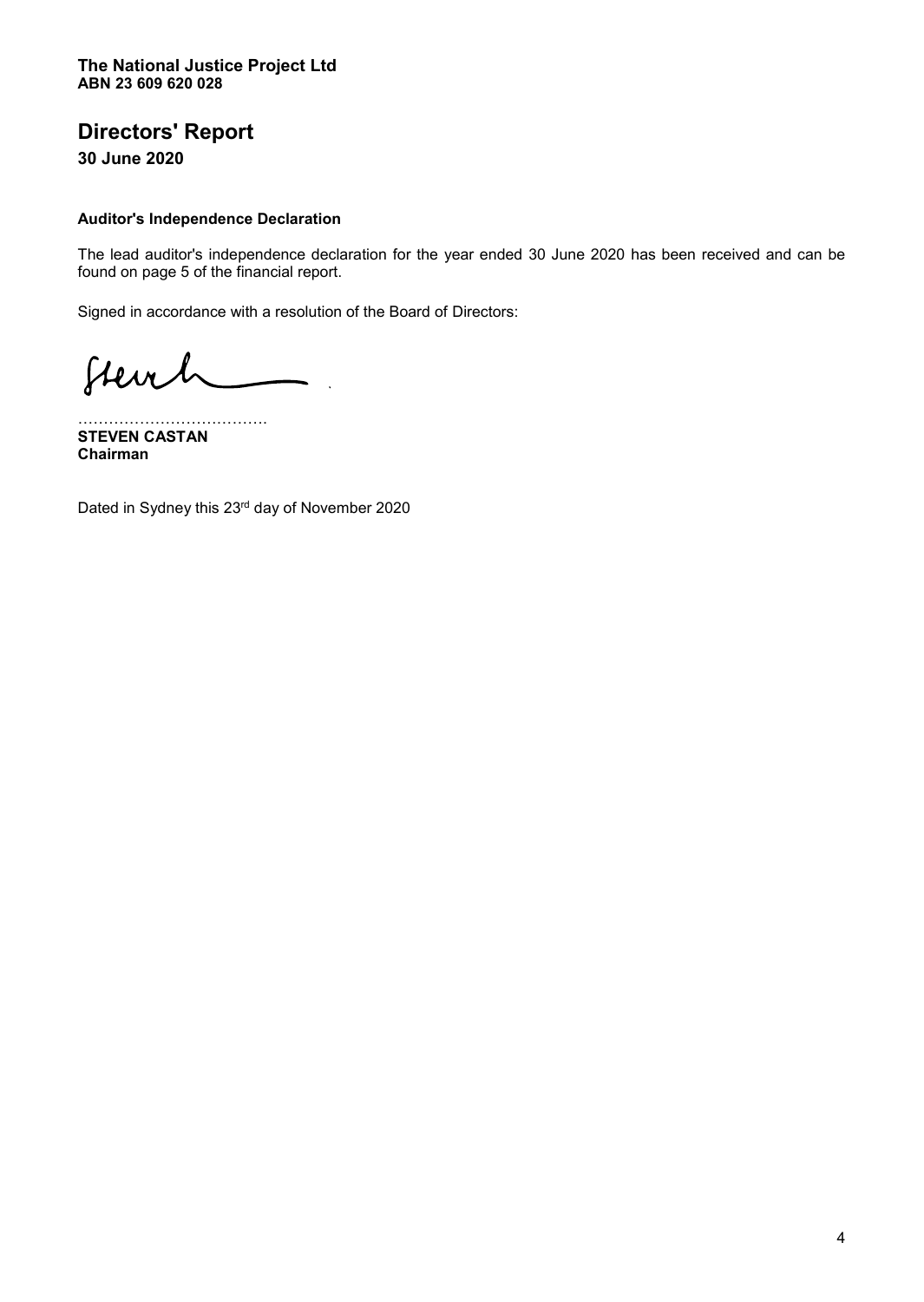**The National Justice Project Ltd**
**ABN 23 609 620 028**

# Directors' Report

**30 June 2020**

### Auditor's Independence Declaration

The lead auditor's independence declaration for the year ended 30 June 2020 has been received and can be found on page 5 of the financial report.

Signed in accordance with a resolution of the Board of Directors:

………………………………
**STEVEN CASTAN**
**Chairman**

Dated in Sydney this 23rd day of November 2020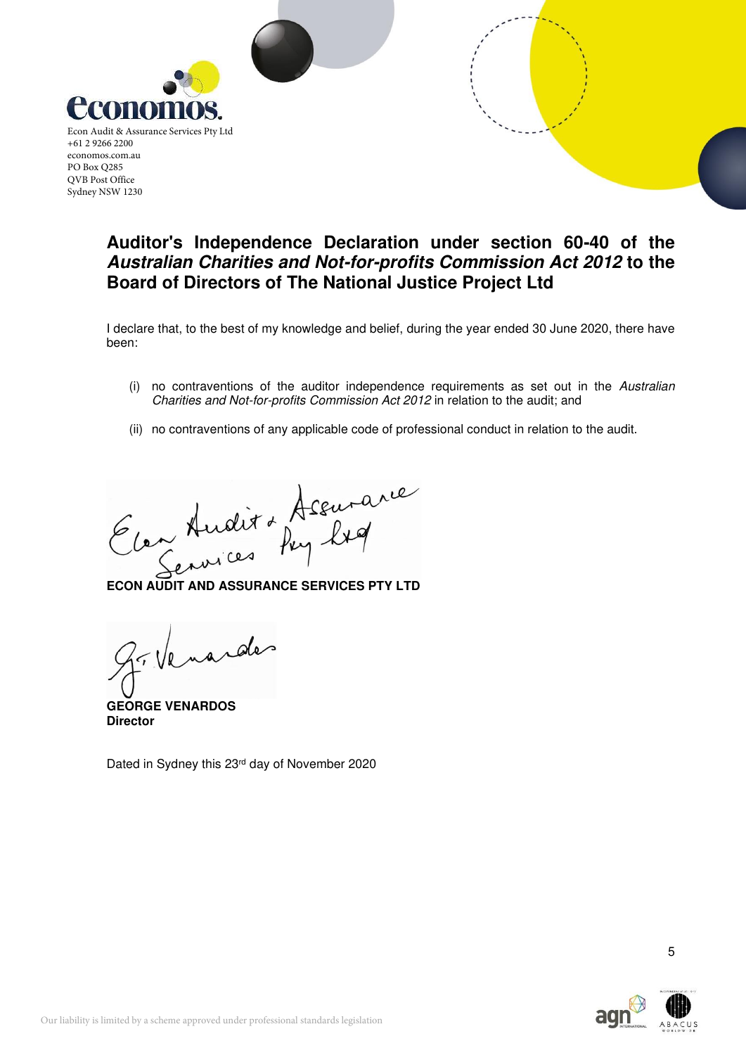Econ Audit & Assurance Services Pty Ltd
+61 2 9266 2200
economos.com.au
PO Box Q285
QVB Post Office
Sydney NSW 1230

## Auditor's Independence Declaration under section 60-40 of the *Australian Charities and Not-for-profits Commission Act 2012* to the Board of Directors of The National Justice Project Ltd

I declare that, to the best of my knowledge and belief, during the year ended 30 June 2020, there have been:

(i) no contraventions of the auditor independence requirements as set out in the *Australian Charities and Not-for-profits Commission Act 2012* in relation to the audit; and

(ii) no contraventions of any applicable code of professional conduct in relation to the audit.

**ECON AUDIT AND ASSURANCE SERVICES PTY LTD**

**GEORGE VENARDOS**
**Director**

Dated in Sydney this 23rd day of November 2020

Our liability is limited by a scheme approved under professional standards legislation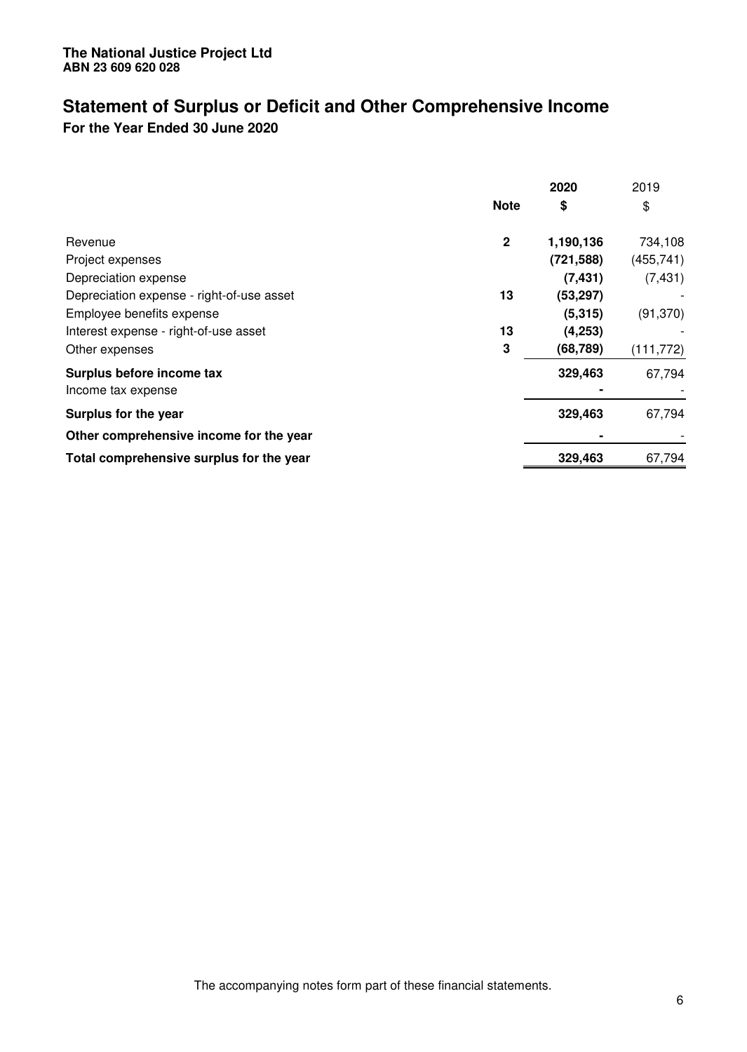**The National Justice Project Ltd**
**ABN 23 609 620 028**

# Statement of Surplus or Deficit and Other Comprehensive Income

**For the Year Ended 30 June 2020**

| | Note | 2020<br>$ | 2019<br>$ |
|---|---|---|---|
| Revenue | 2 | **1,190,136** | 734,108 |
| Project expenses | | **(721,588)** | (455,741) |
| Depreciation expense | | **(7,431)** | (7,431) |
| Depreciation expense - right-of-use asset | 13 | **(53,297)** | - |
| Employee benefits expense | | **(5,315)** | (91,370) |
| Interest expense - right-of-use asset | 13 | **(4,253)** | - |
| Other expenses | 3 | **(68,789)** | (111,772) |
| **Surplus before income tax** | | **329,463** | 67,794 |
| Income tax expense | | **-** | - |
| **Surplus for the year** | | **329,463** | 67,794 |
| **Other comprehensive income for the year** | | **-** | - |
| **Total comprehensive surplus for the year** | | **329,463** | 67,794 |

The accompanying notes form part of these financial statements.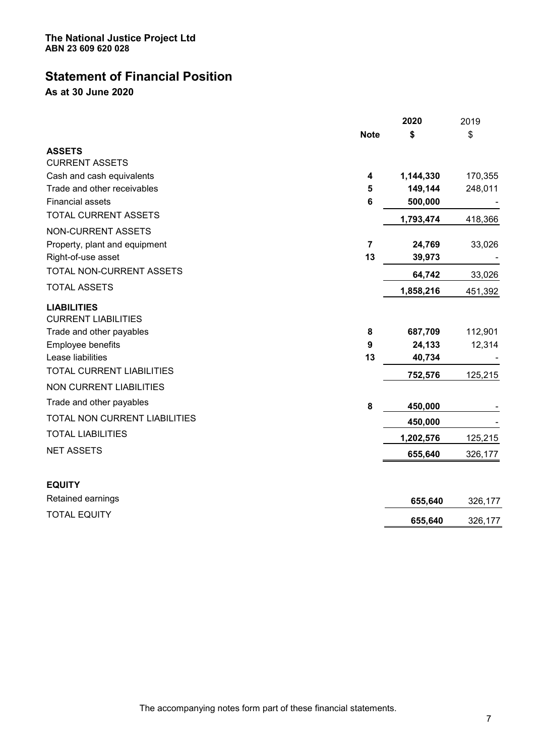**The National Justice Project Ltd**
**ABN 23 609 620 028**

# Statement of Financial Position

**As at 30 June 2020**

| | Note | 2020 $ | 2019 $ |
|---|---|---|---|
| **ASSETS** | | | |
| CURRENT ASSETS | | | |
| Cash and cash equivalents | 4 | 1,144,330 | 170,355 |
| Trade and other receivables | 5 | 149,144 | 248,011 |
| Financial assets | 6 | 500,000 | - |
| TOTAL CURRENT ASSETS | | 1,793,474 | 418,366 |
| NON-CURRENT ASSETS | | | |
| Property, plant and equipment | 7 | 24,769 | 33,026 |
| Right-of-use asset | 13 | 39,973 | - |
| TOTAL NON-CURRENT ASSETS | | 64,742 | 33,026 |
| TOTAL ASSETS | | 1,858,216 | 451,392 |
| **LIABILITIES** | | | |
| CURRENT LIABILITIES | | | |
| Trade and other payables | 8 | 687,709 | 112,901 |
| Employee benefits | 9 | 24,133 | 12,314 |
| Lease liabilities | 13 | 40,734 | - |
| TOTAL CURRENT LIABILITIES | | 752,576 | 125,215 |
| NON CURRENT LIABILITIES | | | |
| Trade and other payables | 8 | 450,000 | - |
| TOTAL NON CURRENT LIABILITIES | | 450,000 | - |
| TOTAL LIABILITIES | | 1,202,576 | 125,215 |
| NET ASSETS | | 655,640 | 326,177 |
| | | | |
| **EQUITY** | | | |
| Retained earnings | | 655,640 | 326,177 |
| TOTAL EQUITY | | 655,640 | 326,177 |

The accompanying notes form part of these financial statements.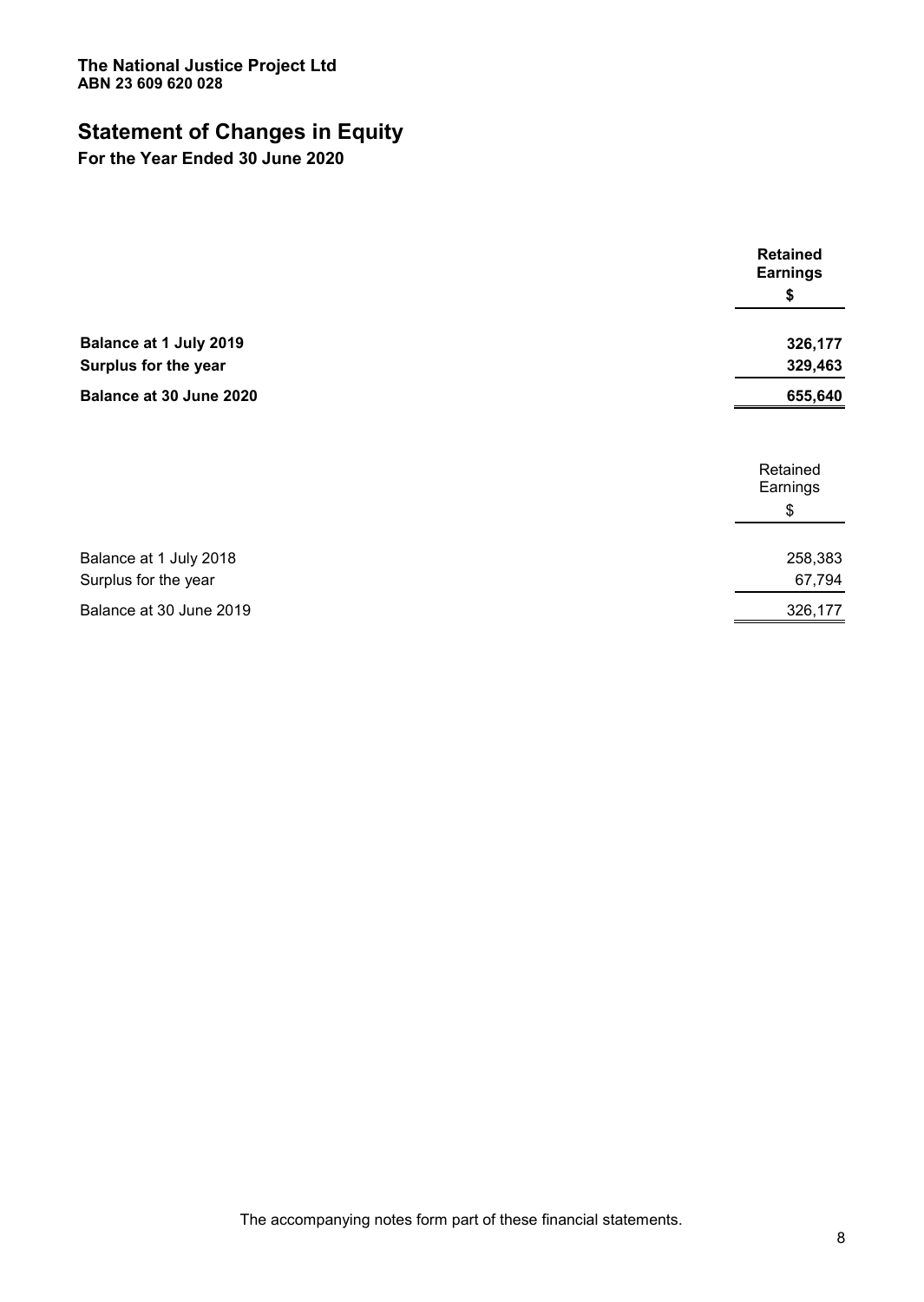The National Justice Project Ltd
ABN 23 609 620 028

# Statement of Changes in Equity

**For the Year Ended 30 June 2020**

| | Retained Earnings |
|---|---|
| | $ |
| **Balance at 1 July 2019** | **326,177** |
| **Surplus for the year** | **329,463** |
| **Balance at 30 June 2020** | **655,640** |

| | Retained Earnings |
|---|---|
| | $ |
| Balance at 1 July 2018 | 258,383 |
| Surplus for the year | 67,794 |
| Balance at 30 June 2019 | 326,177 |

The accompanying notes form part of these financial statements.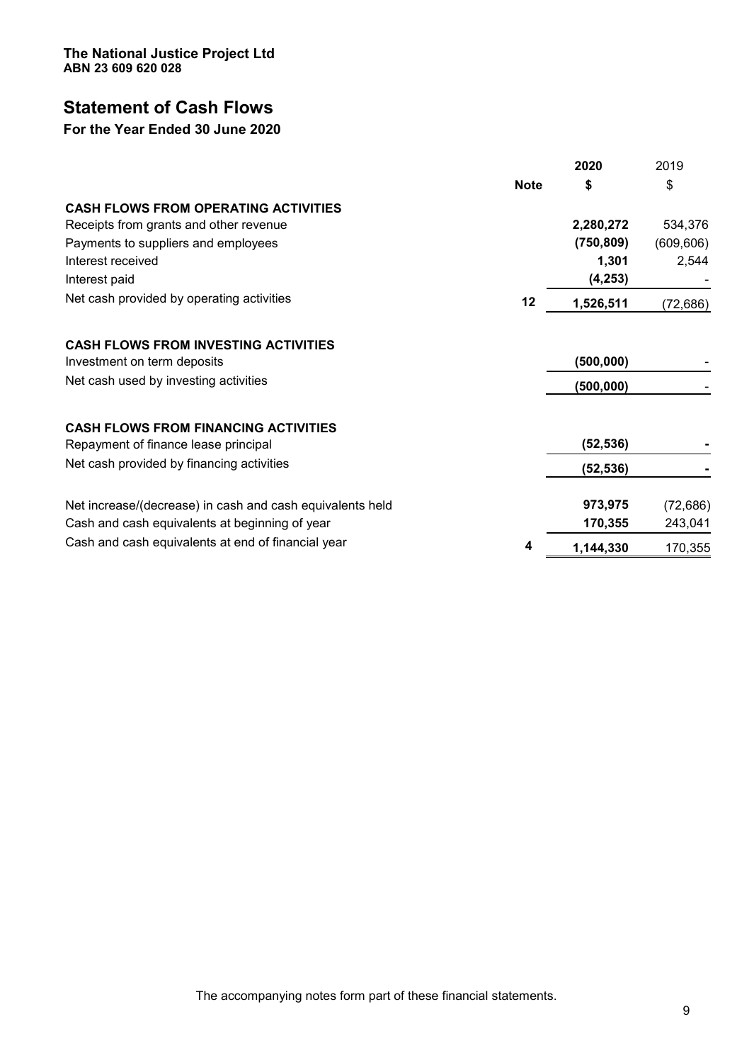**The National Justice Project Ltd**
**ABN 23 609 620 028**

# Statement of Cash Flows

## For the Year Ended 30 June 2020

| | Note | 2020 | 2019 |
|---|---|---|---|
| | | **$** | $ |
| **CASH FLOWS FROM OPERATING ACTIVITIES** | | | |
| Receipts from grants and other revenue | | **2,280,272** | 534,376 |
| Payments to suppliers and employees | | **(750,809)** | (609,606) |
| Interest received | | **1,301** | 2,544 |
| Interest paid | | **(4,253)** | - |
| Net cash provided by operating activities | 12 | **1,526,511** | (72,686) |
| | | | |
| **CASH FLOWS FROM INVESTING ACTIVITIES** | | | |
| Investment on term deposits | | **(500,000)** | - |
| Net cash used by investing activities | | **(500,000)** | - |
| | | | |
| **CASH FLOWS FROM FINANCING ACTIVITIES** | | | |
| Repayment of finance lease principal | | **(52,536)** | **-** |
| Net cash provided by financing activities | | **(52,536)** | **-** |
| | | | |
| Net increase/(decrease) in cash and cash equivalents held | | **973,975** | (72,686) |
| Cash and cash equivalents at beginning of year | | **170,355** | 243,041 |
| Cash and cash equivalents at end of financial year | 4 | **1,144,330** | 170,355 |

The accompanying notes form part of these financial statements.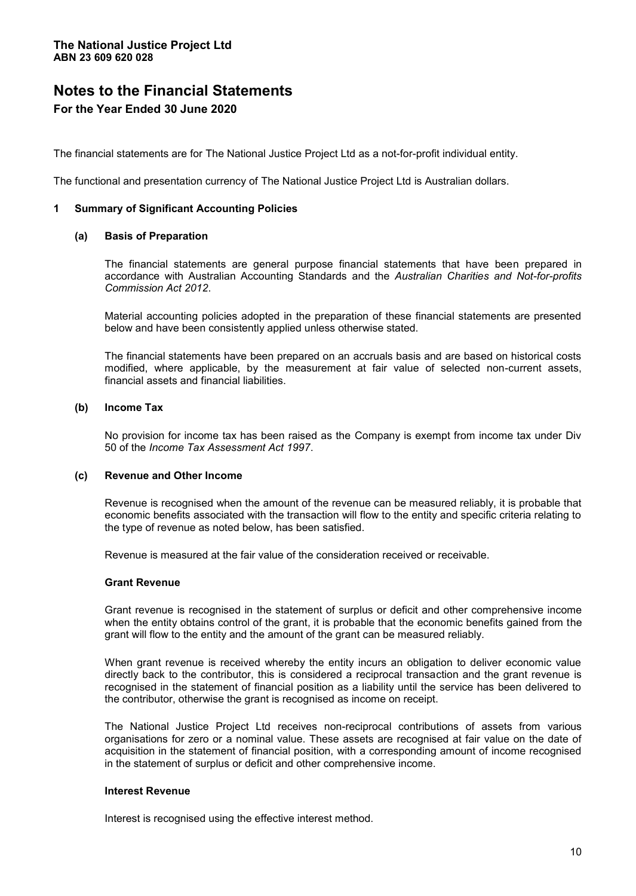**The National Justice Project Ltd**
**ABN 23 609 620 028**

# Notes to the Financial Statements

## For the Year Ended 30 June 2020

The financial statements are for The National Justice Project Ltd as a not-for-profit individual entity.

The functional and presentation currency of The National Justice Project Ltd is Australian dollars.

### 1 Summary of Significant Accounting Policies

#### (a) Basis of Preparation

The financial statements are general purpose financial statements that have been prepared in accordance with Australian Accounting Standards and the *Australian Charities and Not-for-profits Commission Act 2012*.

Material accounting policies adopted in the preparation of these financial statements are presented below and have been consistently applied unless otherwise stated.

The financial statements have been prepared on an accruals basis and are based on historical costs modified, where applicable, by the measurement at fair value of selected non-current assets, financial assets and financial liabilities.

#### (b) Income Tax

No provision for income tax has been raised as the Company is exempt from income tax under Div 50 of the *Income Tax Assessment Act 1997*.

#### (c) Revenue and Other Income

Revenue is recognised when the amount of the revenue can be measured reliably, it is probable that economic benefits associated with the transaction will flow to the entity and specific criteria relating to the type of revenue as noted below, has been satisfied.

Revenue is measured at the fair value of the consideration received or receivable.

**Grant Revenue**

Grant revenue is recognised in the statement of surplus or deficit and other comprehensive income when the entity obtains control of the grant, it is probable that the economic benefits gained from the grant will flow to the entity and the amount of the grant can be measured reliably.

When grant revenue is received whereby the entity incurs an obligation to deliver economic value directly back to the contributor, this is considered a reciprocal transaction and the grant revenue is recognised in the statement of financial position as a liability until the service has been delivered to the contributor, otherwise the grant is recognised as income on receipt.

The National Justice Project Ltd receives non-reciprocal contributions of assets from various organisations for zero or a nominal value. These assets are recognised at fair value on the date of acquisition in the statement of financial position, with a corresponding amount of income recognised in the statement of surplus or deficit and other comprehensive income.

**Interest Revenue**

Interest is recognised using the effective interest method.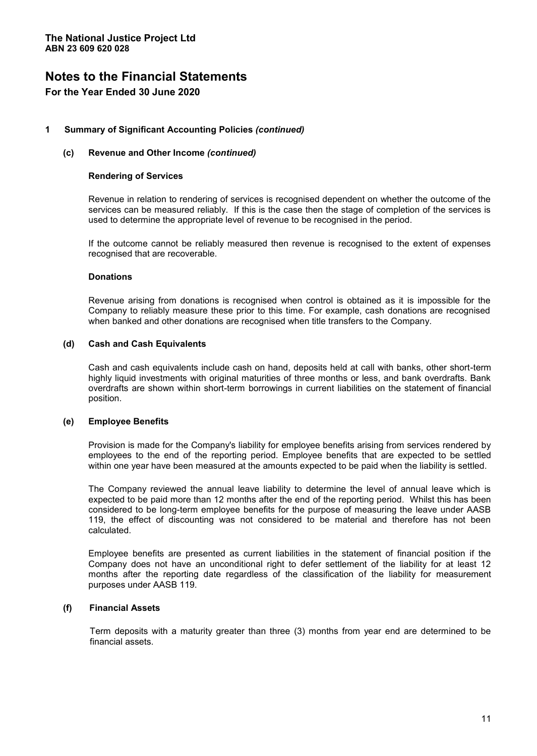**The National Justice Project Ltd**
**ABN 23 609 620 028**

# Notes to the Financial Statements

## For the Year Ended 30 June 2020

### 1 Summary of Significant Accounting Policies *(continued)*

#### (c) Revenue and Other Income *(continued)*

**Rendering of Services**

Revenue in relation to rendering of services is recognised dependent on whether the outcome of the services can be measured reliably. If this is the case then the stage of completion of the services is used to determine the appropriate level of revenue to be recognised in the period.

If the outcome cannot be reliably measured then revenue is recognised to the extent of expenses recognised that are recoverable.

**Donations**

Revenue arising from donations is recognised when control is obtained as it is impossible for the Company to reliably measure these prior to this time. For example, cash donations are recognised when banked and other donations are recognised when title transfers to the Company.

#### (d) Cash and Cash Equivalents

Cash and cash equivalents include cash on hand, deposits held at call with banks, other short-term highly liquid investments with original maturities of three months or less, and bank overdrafts. Bank overdrafts are shown within short-term borrowings in current liabilities on the statement of financial position.

#### (e) Employee Benefits

Provision is made for the Company's liability for employee benefits arising from services rendered by employees to the end of the reporting period. Employee benefits that are expected to be settled within one year have been measured at the amounts expected to be paid when the liability is settled.

The Company reviewed the annual leave liability to determine the level of annual leave which is expected to be paid more than 12 months after the end of the reporting period. Whilst this has been considered to be long-term employee benefits for the purpose of measuring the leave under AASB 119, the effect of discounting was not considered to be material and therefore has not been calculated.

Employee benefits are presented as current liabilities in the statement of financial position if the Company does not have an unconditional right to defer settlement of the liability for at least 12 months after the reporting date regardless of the classification of the liability for measurement purposes under AASB 119.

#### (f) Financial Assets

Term deposits with a maturity greater than three (3) months from year end are determined to be financial assets.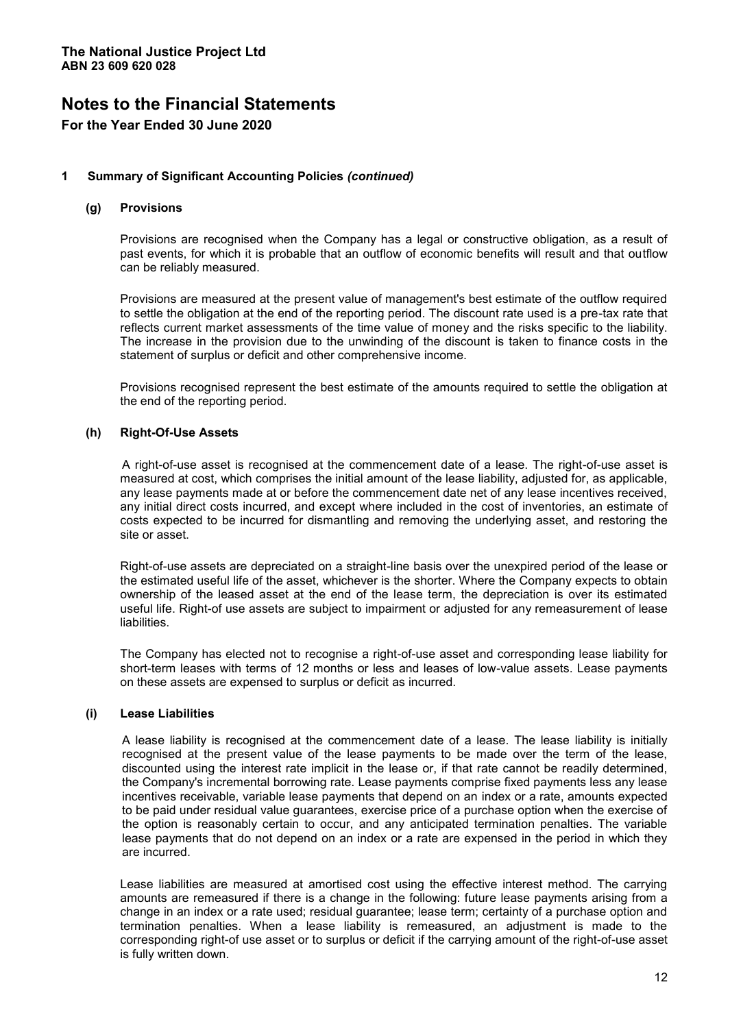**The National Justice Project Ltd**
**ABN 23 609 620 028**

# Notes to the Financial Statements

**For the Year Ended 30 June 2020**

## 1 Summary of Significant Accounting Policies *(continued)*

### (g) Provisions

Provisions are recognised when the Company has a legal or constructive obligation, as a result of past events, for which it is probable that an outflow of economic benefits will result and that outflow can be reliably measured.

Provisions are measured at the present value of management's best estimate of the outflow required to settle the obligation at the end of the reporting period. The discount rate used is a pre-tax rate that reflects current market assessments of the time value of money and the risks specific to the liability. The increase in the provision due to the unwinding of the discount is taken to finance costs in the statement of surplus or deficit and other comprehensive income.

Provisions recognised represent the best estimate of the amounts required to settle the obligation at the end of the reporting period.

### (h) Right-Of-Use Assets

A right-of-use asset is recognised at the commencement date of a lease. The right-of-use asset is measured at cost, which comprises the initial amount of the lease liability, adjusted for, as applicable, any lease payments made at or before the commencement date net of any lease incentives received, any initial direct costs incurred, and except where included in the cost of inventories, an estimate of costs expected to be incurred for dismantling and removing the underlying asset, and restoring the site or asset.

Right-of-use assets are depreciated on a straight-line basis over the unexpired period of the lease or the estimated useful life of the asset, whichever is the shorter. Where the Company expects to obtain ownership of the leased asset at the end of the lease term, the depreciation is over its estimated useful life. Right-of use assets are subject to impairment or adjusted for any remeasurement of lease liabilities.

The Company has elected not to recognise a right-of-use asset and corresponding lease liability for short-term leases with terms of 12 months or less and leases of low-value assets. Lease payments on these assets are expensed to surplus or deficit as incurred.

### (i) Lease Liabilities

A lease liability is recognised at the commencement date of a lease. The lease liability is initially recognised at the present value of the lease payments to be made over the term of the lease, discounted using the interest rate implicit in the lease or, if that rate cannot be readily determined, the Company's incremental borrowing rate. Lease payments comprise fixed payments less any lease incentives receivable, variable lease payments that depend on an index or a rate, amounts expected to be paid under residual value guarantees, exercise price of a purchase option when the exercise of the option is reasonably certain to occur, and any anticipated termination penalties. The variable lease payments that do not depend on an index or a rate are expensed in the period in which they are incurred.

Lease liabilities are measured at amortised cost using the effective interest method. The carrying amounts are remeasured if there is a change in the following: future lease payments arising from a change in an index or a rate used; residual guarantee; lease term; certainty of a purchase option and termination penalties. When a lease liability is remeasured, an adjustment is made to the corresponding right-of use asset or to surplus or deficit if the carrying amount of the right-of-use asset is fully written down.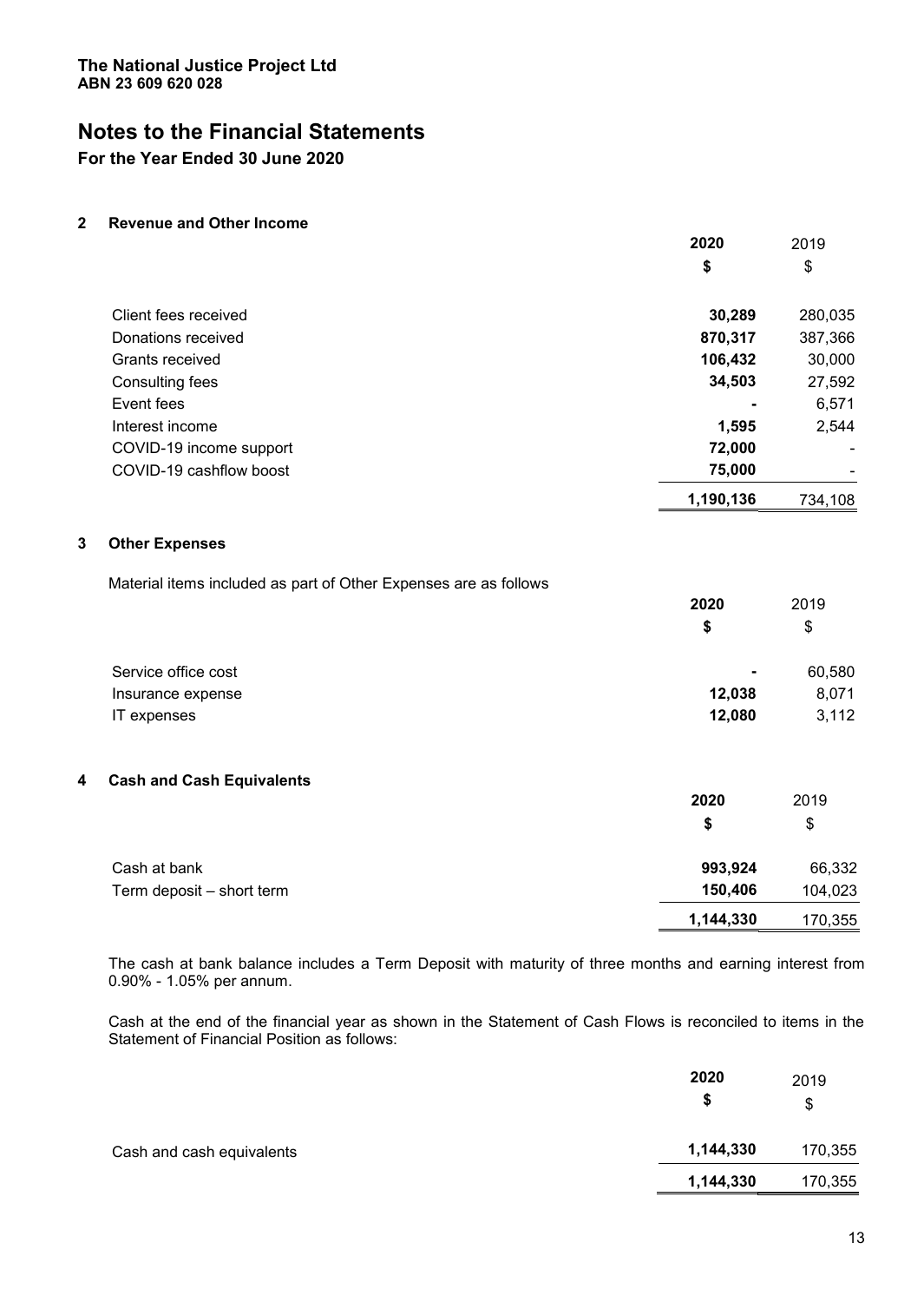**The National Justice Project Ltd**
**ABN 23 609 620 028**

# Notes to the Financial Statements

## For the Year Ended 30 June 2020

### 2 Revenue and Other Income

| | 2020 | 2019 |
|---|---|---|
| | $ | $ |
| Client fees received | **30,289** | 280,035 |
| Donations received | **870,317** | 387,366 |
| Grants received | **106,432** | 30,000 |
| Consulting fees | **34,503** | 27,592 |
| Event fees | **-** | 6,571 |
| Interest income | **1,595** | 2,544 |
| COVID-19 income support | **72,000** | - |
| COVID-19 cashflow boost | **75,000** | - |
| | **1,190,136** | 734,108 |

### 3 Other Expenses

Material items included as part of Other Expenses are as follows

| | 2020 | 2019 |
|---|---|---|
| | $ | $ |
| Service office cost | **-** | 60,580 |
| Insurance expense | **12,038** | 8,071 |
| IT expenses | **12,080** | 3,112 |

### 4 Cash and Cash Equivalents

| | 2020 | 2019 |
|---|---|---|
| | $ | $ |
| Cash at bank | **993,924** | 66,332 |
| Term deposit – short term | **150,406** | 104,023 |
| | **1,144,330** | 170,355 |

The cash at bank balance includes a Term Deposit with maturity of three months and earning interest from 0.90% - 1.05% per annum.

Cash at the end of the financial year as shown in the Statement of Cash Flows is reconciled to items in the Statement of Financial Position as follows:

| | 2020 | 2019 |
|---|---|---|
| | $ | $ |
| Cash and cash equivalents | **1,144,330** | 170,355 |
| | **1,144,330** | 170,355 |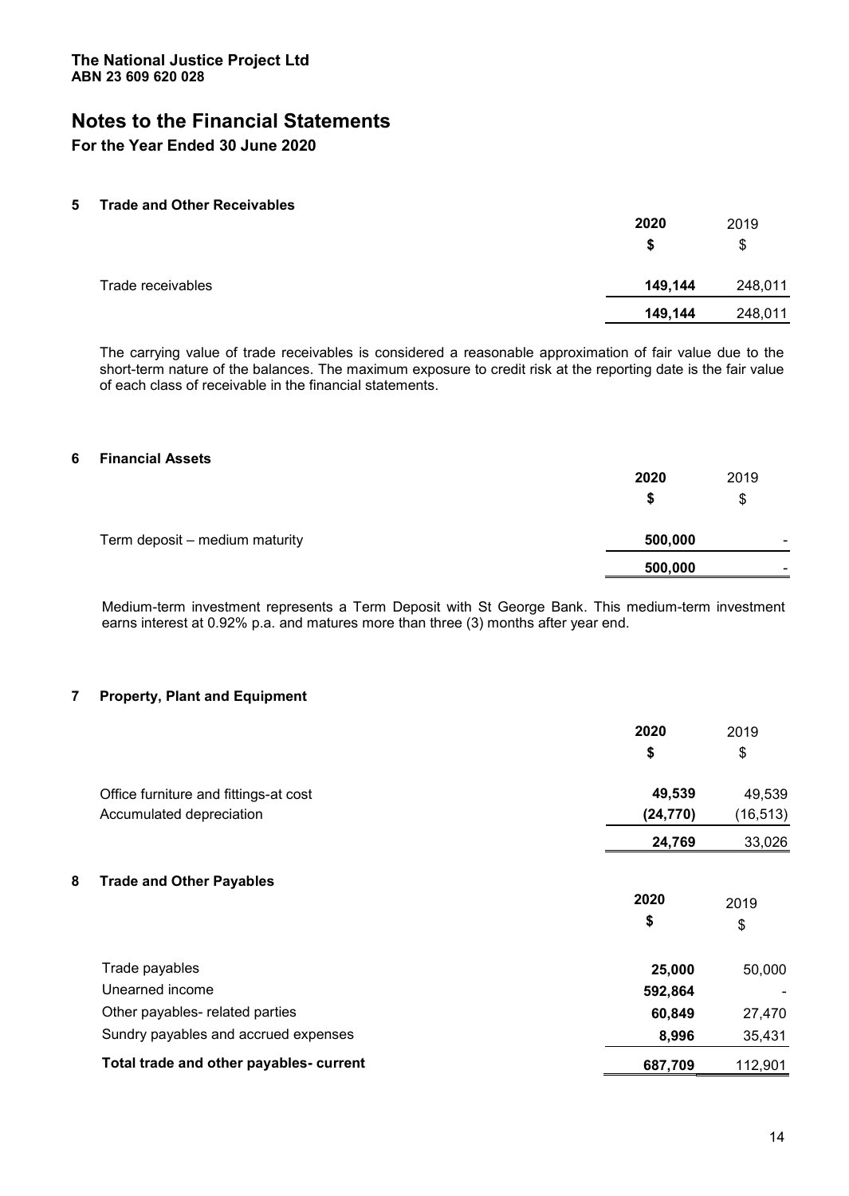**The National Justice Project Ltd**
**ABN 23 609 620 028**

# Notes to the Financial Statements

**For the Year Ended 30 June 2020**

## 5 Trade and Other Receivables

| | 2020 | 2019 |
|---|---|---|
| | $ | $ |
| Trade receivables | 149,144 | 248,011 |
| | 149,144 | 248,011 |

The carrying value of trade receivables is considered a reasonable approximation of fair value due to the short-term nature of the balances. The maximum exposure to credit risk at the reporting date is the fair value of each class of receivable in the financial statements.

## 6 Financial Assets

| | 2020 | 2019 |
|---|---|---|
| | $ | $ |
| Term deposit – medium maturity | 500,000 | - |
| | 500,000 | - |

Medium-term investment represents a Term Deposit with St George Bank. This medium-term investment earns interest at 0.92% p.a. and matures more than three (3) months after year end.

## 7 Property, Plant and Equipment

| | 2020 | 2019 |
|---|---|---|
| | $ | $ |
| Office furniture and fittings-at cost | 49,539 | 49,539 |
| Accumulated depreciation | (24,770) | (16,513) |
| | 24,769 | 33,026 |

## 8 Trade and Other Payables

| | 2020 | 2019 |
|---|---|---|
| | $ | $ |
| Trade payables | 25,000 | 50,000 |
| Unearned income | 592,864 | - |
| Other payables- related parties | 60,849 | 27,470 |
| Sundry payables and accrued expenses | 8,996 | 35,431 |
| **Total trade and other payables- current** | 687,709 | 112,901 |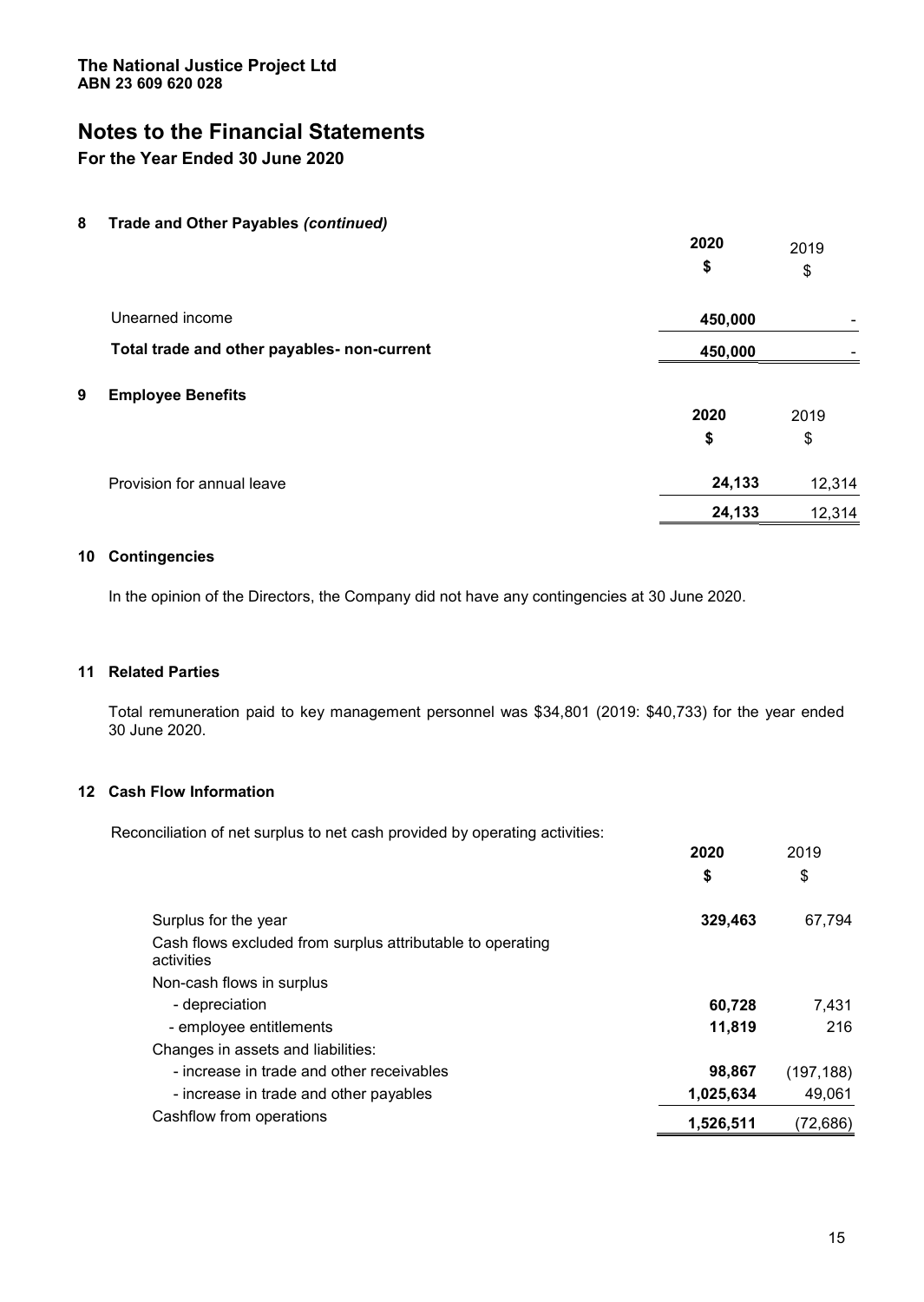**The National Justice Project Ltd**
**ABN 23 609 620 028**

# Notes to the Financial Statements

## For the Year Ended 30 June 2020

### 8 Trade and Other Payables *(continued)*

| | 2020 | 2019 |
|---|---|---|
| | $ | $ |
| Unearned income | 450,000 | - |
| **Total trade and other payables- non-current** | **450,000** | - |

### 9 Employee Benefits

| | 2020 | 2019 |
|---|---|---|
| | $ | $ |
| Provision for annual leave | 24,133 | 12,314 |
| | 24,133 | 12,314 |

### 10 Contingencies

In the opinion of the Directors, the Company did not have any contingencies at 30 June 2020.

### 11 Related Parties

Total remuneration paid to key management personnel was $34,801 (2019: $40,733) for the year ended 30 June 2020.

### 12 Cash Flow Information

Reconciliation of net surplus to net cash provided by operating activities:

| | 2020 | 2019 |
|---|---|---|
| | $ | $ |
| Surplus for the year | 329,463 | 67,794 |
| Cash flows excluded from surplus attributable to operating activities | | |
| Non-cash flows in surplus | | |
| - depreciation | 60,728 | 7,431 |
| - employee entitlements | 11,819 | 216 |
| Changes in assets and liabilities: | | |
| - increase in trade and other receivables | 98,867 | (197,188) |
| - increase in trade and other payables | 1,025,634 | 49,061 |
| Cashflow from operations | 1,526,511 | (72,686) |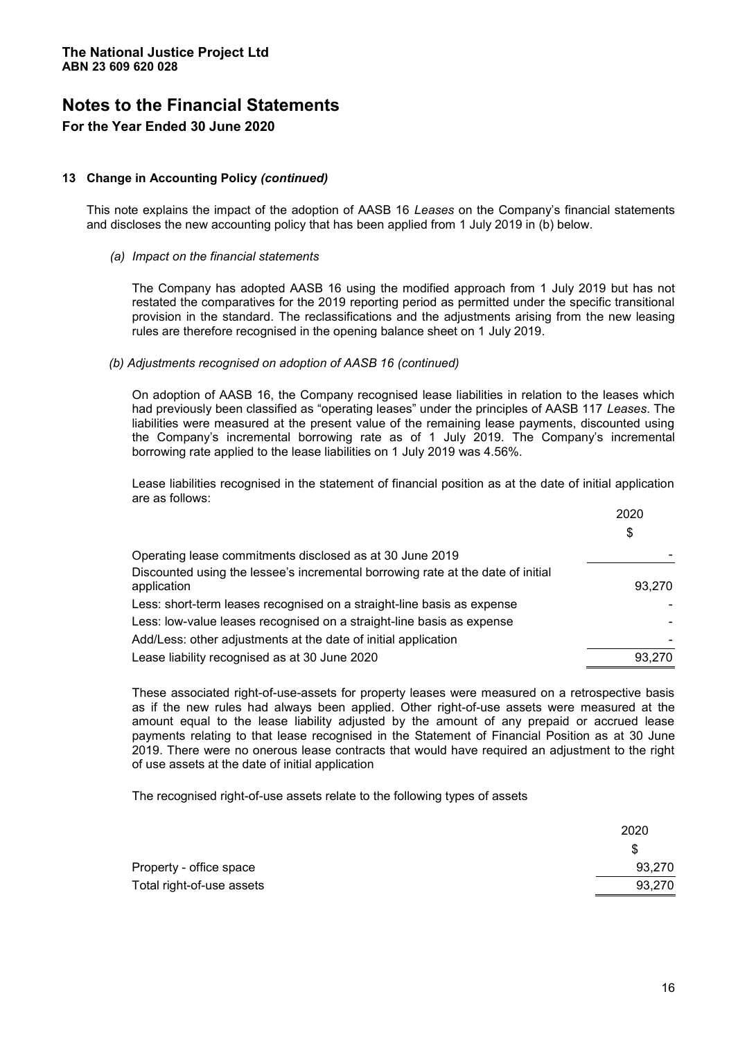**The National Justice Project Ltd**
**ABN 23 609 620 028**

# Notes to the Financial Statements

## For the Year Ended 30 June 2020

### 13 Change in Accounting Policy *(continued)*

This note explains the impact of the adoption of AASB 16 *Leases* on the Company's financial statements and discloses the new accounting policy that has been applied from 1 July 2019 in (b) below.

*(a) Impact on the financial statements*

The Company has adopted AASB 16 using the modified approach from 1 July 2019 but has not restated the comparatives for the 2019 reporting period as permitted under the specific transitional provision in the standard. The reclassifications and the adjustments arising from the new leasing rules are therefore recognised in the opening balance sheet on 1 July 2019.

*(b) Adjustments recognised on adoption of AASB 16 (continued)*

On adoption of AASB 16, the Company recognised lease liabilities in relation to the leases which had previously been classified as "operating leases" under the principles of AASB 117 *Leases*. The liabilities were measured at the present value of the remaining lease payments, discounted using the Company's incremental borrowing rate as of 1 July 2019. The Company's incremental borrowing rate applied to the lease liabilities on 1 July 2019 was 4.56%.

Lease liabilities recognised in the statement of financial position as at the date of initial application are as follows:

| | 2020 |
|---|---|
| | $ |
| Operating lease commitments disclosed as at 30 June 2019 | - |
| Discounted using the lessee's incremental borrowing rate at the date of initial application | 93,270 |
| Less: short-term leases recognised on a straight-line basis as expense | - |
| Less: low-value leases recognised on a straight-line basis as expense | - |
| Add/Less: other adjustments at the date of initial application | - |
| Lease liability recognised as at 30 June 2020 | 93,270 |

These associated right-of-use-assets for property leases were measured on a retrospective basis as if the new rules had always been applied. Other right-of-use assets were measured at the amount equal to the lease liability adjusted by the amount of any prepaid or accrued lease payments relating to that lease recognised in the Statement of Financial Position as at 30 June 2019. There were no onerous lease contracts that would have required an adjustment to the right of use assets at the date of initial application

The recognised right-of-use assets relate to the following types of assets

| | 2020 |
|---|---|
| | $ |
| Property - office space | 93,270 |
| Total right-of-use assets | 93,270 |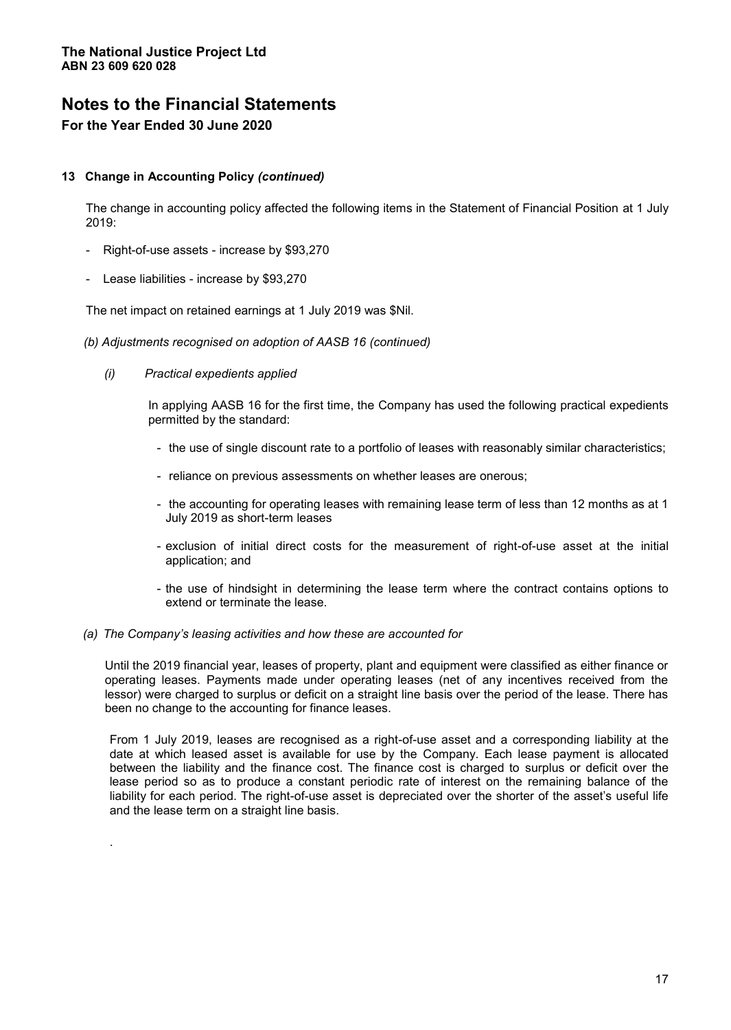**The National Justice Project Ltd**
**ABN 23 609 620 028**

# Notes to the Financial Statements

## For the Year Ended 30 June 2020

### 13 Change in Accounting Policy *(continued)*

The change in accounting policy affected the following items in the Statement of Financial Position at 1 July 2019:

- Right-of-use assets - increase by $93,270
- Lease liabilities - increase by $93,270

The net impact on retained earnings at 1 July 2019 was $Nil.

*(b) Adjustments recognised on adoption of AASB 16 (continued)*

*(i) Practical expedients applied*

In applying AASB 16 for the first time, the Company has used the following practical expedients permitted by the standard:

- the use of single discount rate to a portfolio of leases with reasonably similar characteristics;
- reliance on previous assessments on whether leases are onerous;
- the accounting for operating leases with remaining lease term of less than 12 months as at 1 July 2019 as short-term leases
- exclusion of initial direct costs for the measurement of right-of-use asset at the initial application; and
- the use of hindsight in determining the lease term where the contract contains options to extend or terminate the lease.

*(a) The Company's leasing activities and how these are accounted for*

Until the 2019 financial year, leases of property, plant and equipment were classified as either finance or operating leases. Payments made under operating leases (net of any incentives received from the lessor) were charged to surplus or deficit on a straight line basis over the period of the lease. There has been no change to the accounting for finance leases.

From 1 July 2019, leases are recognised as a right-of-use asset and a corresponding liability at the date at which leased asset is available for use by the Company. Each lease payment is allocated between the liability and the finance cost. The finance cost is charged to surplus or deficit over the lease period so as to produce a constant periodic rate of interest on the remaining balance of the liability for each period. The right-of-use asset is depreciated over the shorter of the asset's useful life and the lease term on a straight line basis.

.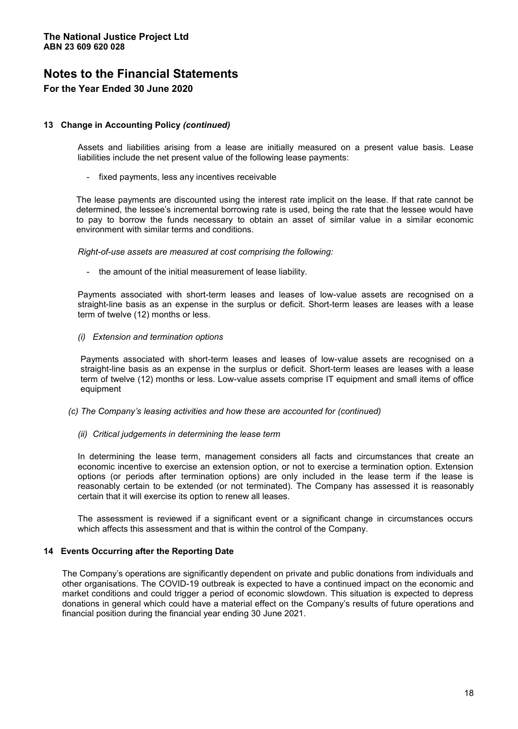# Notes to the Financial Statements

## For the Year Ended 30 June 2020

### 13 Change in Accounting Policy *(continued)*

Assets and liabilities arising from a lease are initially measured on a present value basis. Lease liabilities include the net present value of the following lease payments:

- fixed payments, less any incentives receivable

The lease payments are discounted using the interest rate implicit on the lease. If that rate cannot be determined, the lessee's incremental borrowing rate is used, being the rate that the lessee would have to pay to borrow the funds necessary to obtain an asset of similar value in a similar economic environment with similar terms and conditions.

*Right-of-use assets are measured at cost comprising the following:*

- the amount of the initial measurement of lease liability.

Payments associated with short-term leases and leases of low-value assets are recognised on a straight-line basis as an expense in the surplus or deficit. Short-term leases are leases with a lease term of twelve (12) months or less.

*(i) Extension and termination options*

Payments associated with short-term leases and leases of low-value assets are recognised on a straight-line basis as an expense in the surplus or deficit. Short-term leases are leases with a lease term of twelve (12) months or less. Low-value assets comprise IT equipment and small items of office equipment

*(c) The Company's leasing activities and how these are accounted for (continued)*

*(ii) Critical judgements in determining the lease term*

In determining the lease term, management considers all facts and circumstances that create an economic incentive to exercise an extension option, or not to exercise a termination option. Extension options (or periods after termination options) are only included in the lease term if the lease is reasonably certain to be extended (or not terminated). The Company has assessed it is reasonably certain that it will exercise its option to renew all leases.

The assessment is reviewed if a significant event or a significant change in circumstances occurs which affects this assessment and that is within the control of the Company.

### 14 Events Occurring after the Reporting Date

The Company's operations are significantly dependent on private and public donations from individuals and other organisations. The COVID-19 outbreak is expected to have a continued impact on the economic and market conditions and could trigger a period of economic slowdown. This situation is expected to depress donations in general which could have a material effect on the Company's results of future operations and financial position during the financial year ending 30 June 2021.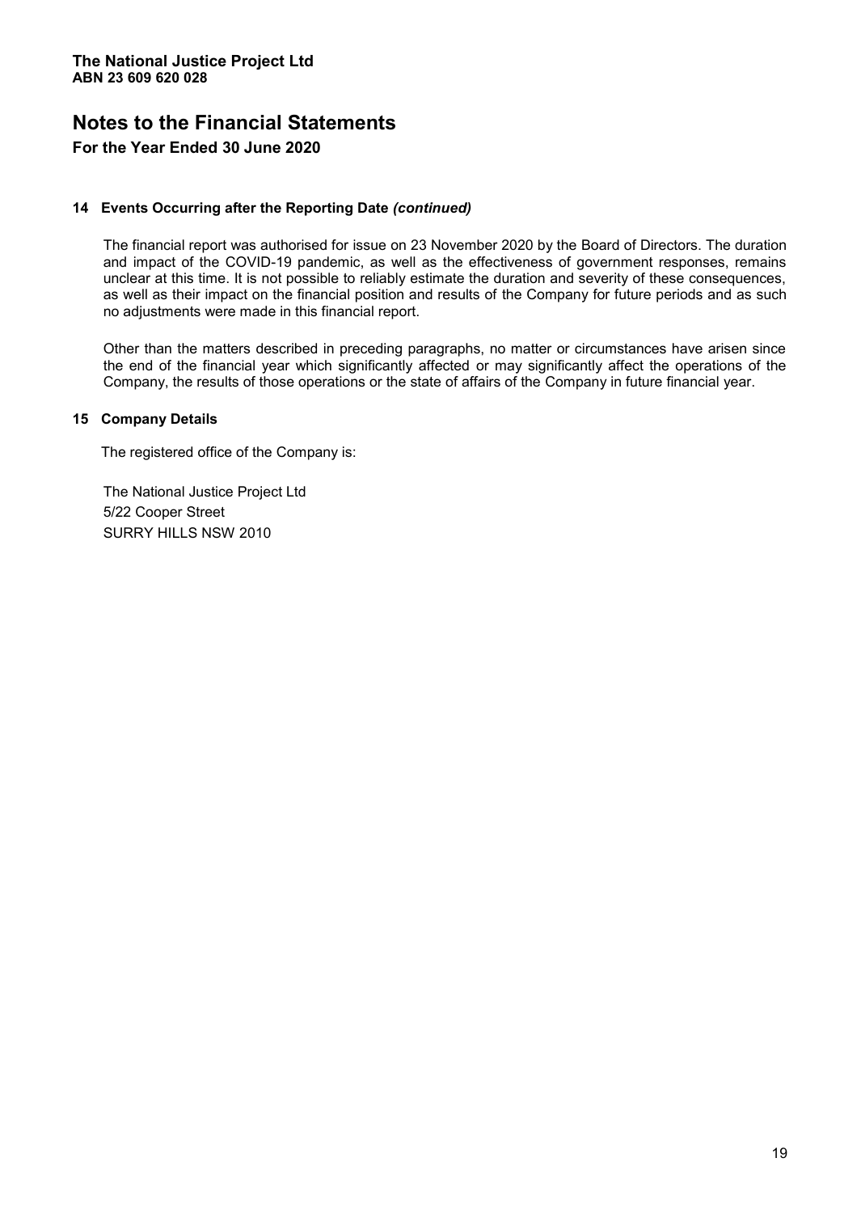## 14 Events Occurring after the Reporting Date *(continued)*

The financial report was authorised for issue on 23 November 2020 by the Board of Directors. The duration and impact of the COVID-19 pandemic, as well as the effectiveness of government responses, remains unclear at this time. It is not possible to reliably estimate the duration and severity of these consequences, as well as their impact on the financial position and results of the Company for future periods and as such no adjustments were made in this financial report.

Other than the matters described in preceding paragraphs, no matter or circumstances have arisen since the end of the financial year which significantly affected or may significantly affect the operations of the Company, the results of those operations or the state of affairs of the Company in future financial year.

## 15 Company Details

The registered office of the Company is:

The National Justice Project Ltd
5/22 Cooper Street
SURRY HILLS NSW 2010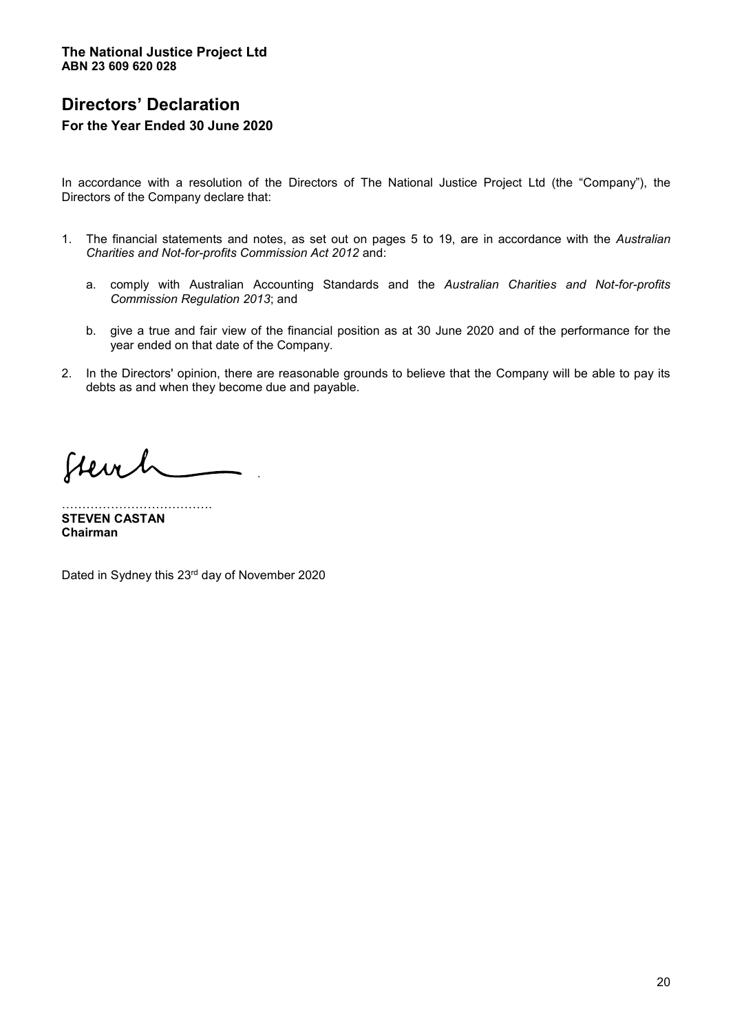**The National Justice Project Ltd**
**ABN 23 609 620 028**

# Directors' Declaration

**For the Year Ended 30 June 2020**

In accordance with a resolution of the Directors of The National Justice Project Ltd (the "Company"), the Directors of the Company declare that:

1. The financial statements and notes, as set out on pages 5 to 19, are in accordance with the *Australian Charities and Not-for-profits Commission Act 2012* and:

   a. comply with Australian Accounting Standards and the *Australian Charities and Not-for-profits Commission Regulation 2013*; and

   b. give a true and fair view of the financial position as at 30 June 2020 and of the performance for the year ended on that date of the Company.

2. In the Directors' opinion, there are reasonable grounds to believe that the Company will be able to pay its debts as and when they become due and payable.

………………………………
**STEVEN CASTAN**
**Chairman**

Dated in Sydney this 23rd day of November 2020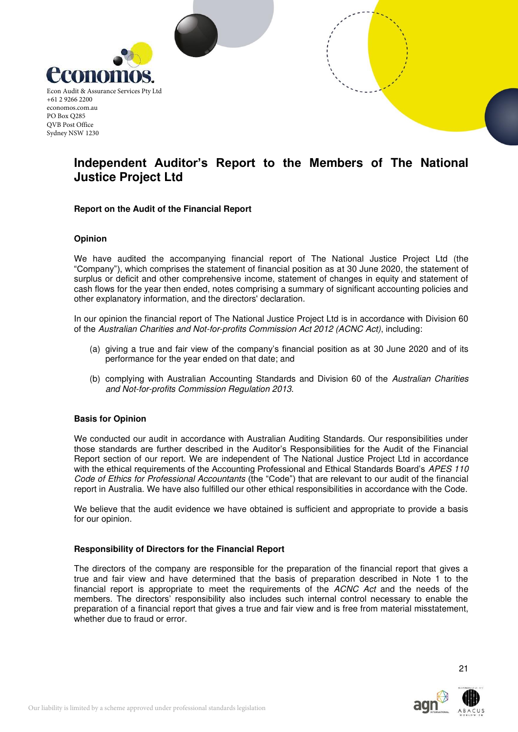Econ Audit & Assurance Services Pty Ltd
+61 2 9266 2200
economos.com.au
PO Box Q285
QVB Post Office
Sydney NSW 1230

# Independent Auditor's Report to the Members of The National Justice Project Ltd

### Report on the Audit of the Financial Report

#### Opinion

We have audited the accompanying financial report of The National Justice Project Ltd (the "Company"), which comprises the statement of financial position as at 30 June 2020, the statement of surplus or deficit and other comprehensive income, statement of changes in equity and statement of cash flows for the year then ended, notes comprising a summary of significant accounting policies and other explanatory information, and the directors' declaration.

In our opinion the financial report of The National Justice Project Ltd is in accordance with Division 60 of the *Australian Charities and Not-for-profits Commission Act 2012 (ACNC Act)*, including:

(a) giving a true and fair view of the company's financial position as at 30 June 2020 and of its performance for the year ended on that date; and

(b) complying with Australian Accounting Standards and Division 60 of the *Australian Charities and Not-for-profits Commission Regulation 2013*.

#### Basis for Opinion

We conducted our audit in accordance with Australian Auditing Standards. Our responsibilities under those standards are further described in the Auditor's Responsibilities for the Audit of the Financial Report section of our report. We are independent of The National Justice Project Ltd in accordance with the ethical requirements of the Accounting Professional and Ethical Standards Board's *APES 110 Code of Ethics for Professional Accountants* (the "Code") that are relevant to our audit of the financial report in Australia. We have also fulfilled our other ethical responsibilities in accordance with the Code.

We believe that the audit evidence we have obtained is sufficient and appropriate to provide a basis for our opinion.

#### Responsibility of Directors for the Financial Report

The directors of the company are responsible for the preparation of the financial report that gives a true and fair view and have determined that the basis of preparation described in Note 1 to the financial report is appropriate to meet the requirements of the *ACNC Act* and the needs of the members. The directors' responsibility also includes such internal control necessary to enable the preparation of a financial report that gives a true and fair view and is free from material misstatement, whether due to fraud or error.

Our liability is limited by a scheme approved under professional standards legislation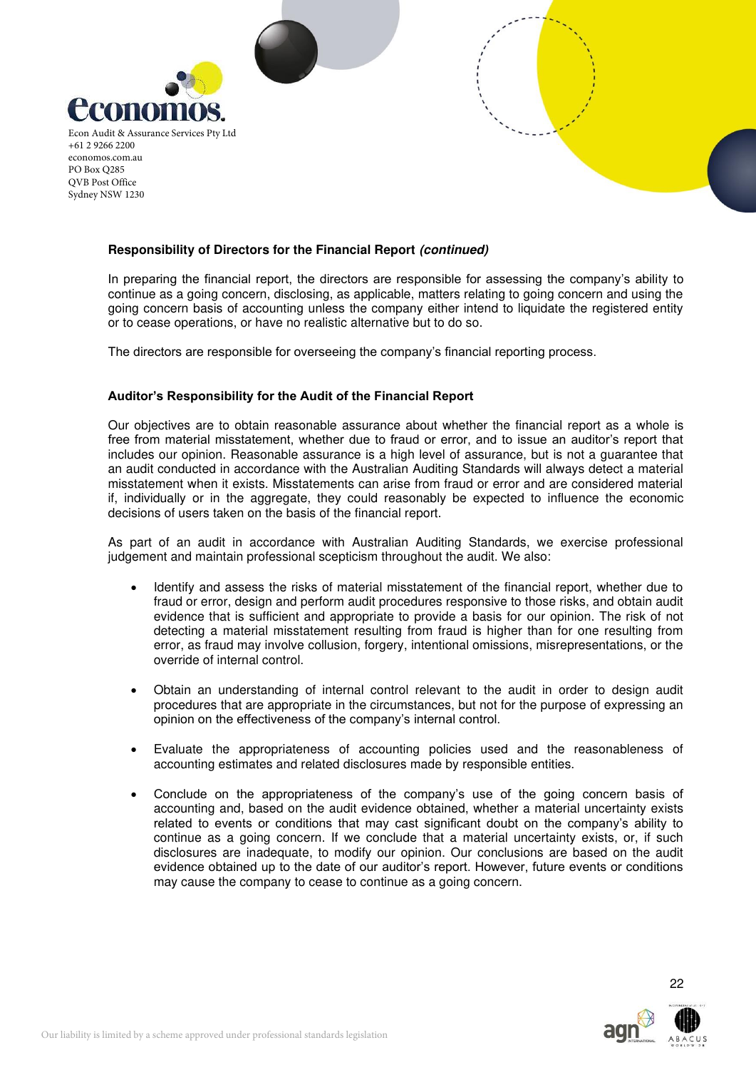Econ Audit & Assurance Services Pty Ltd
+61 2 9266 2200
economos.com.au
PO Box Q285
QVB Post Office
Sydney NSW 1230

**Responsibility of Directors for the Financial Report *(continued)***

In preparing the financial report, the directors are responsible for assessing the company's ability to continue as a going concern, disclosing, as applicable, matters relating to going concern and using the going concern basis of accounting unless the company either intend to liquidate the registered entity or to cease operations, or have no realistic alternative but to do so.

The directors are responsible for overseeing the company's financial reporting process.

**Auditor's Responsibility for the Audit of the Financial Report**

Our objectives are to obtain reasonable assurance about whether the financial report as a whole is free from material misstatement, whether due to fraud or error, and to issue an auditor's report that includes our opinion. Reasonable assurance is a high level of assurance, but is not a guarantee that an audit conducted in accordance with the Australian Auditing Standards will always detect a material misstatement when it exists. Misstatements can arise from fraud or error and are considered material if, individually or in the aggregate, they could reasonably be expected to influence the economic decisions of users taken on the basis of the financial report.

As part of an audit in accordance with Australian Auditing Standards, we exercise professional judgement and maintain professional scepticism throughout the audit. We also:

- Identify and assess the risks of material misstatement of the financial report, whether due to fraud or error, design and perform audit procedures responsive to those risks, and obtain audit evidence that is sufficient and appropriate to provide a basis for our opinion. The risk of not detecting a material misstatement resulting from fraud is higher than for one resulting from error, as fraud may involve collusion, forgery, intentional omissions, misrepresentations, or the override of internal control.

- Obtain an understanding of internal control relevant to the audit in order to design audit procedures that are appropriate in the circumstances, but not for the purpose of expressing an opinion on the effectiveness of the company's internal control.

- Evaluate the appropriateness of accounting policies used and the reasonableness of accounting estimates and related disclosures made by responsible entities.

- Conclude on the appropriateness of the company's use of the going concern basis of accounting and, based on the audit evidence obtained, whether a material uncertainty exists related to events or conditions that may cast significant doubt on the company's ability to continue as a going concern. If we conclude that a material uncertainty exists, or, if such disclosures are inadequate, to modify our opinion. Our conclusions are based on the audit evidence obtained up to the date of our auditor's report. However, future events or conditions may cause the company to cease to continue as a going concern.

Our liability is limited by a scheme approved under professional standards legislation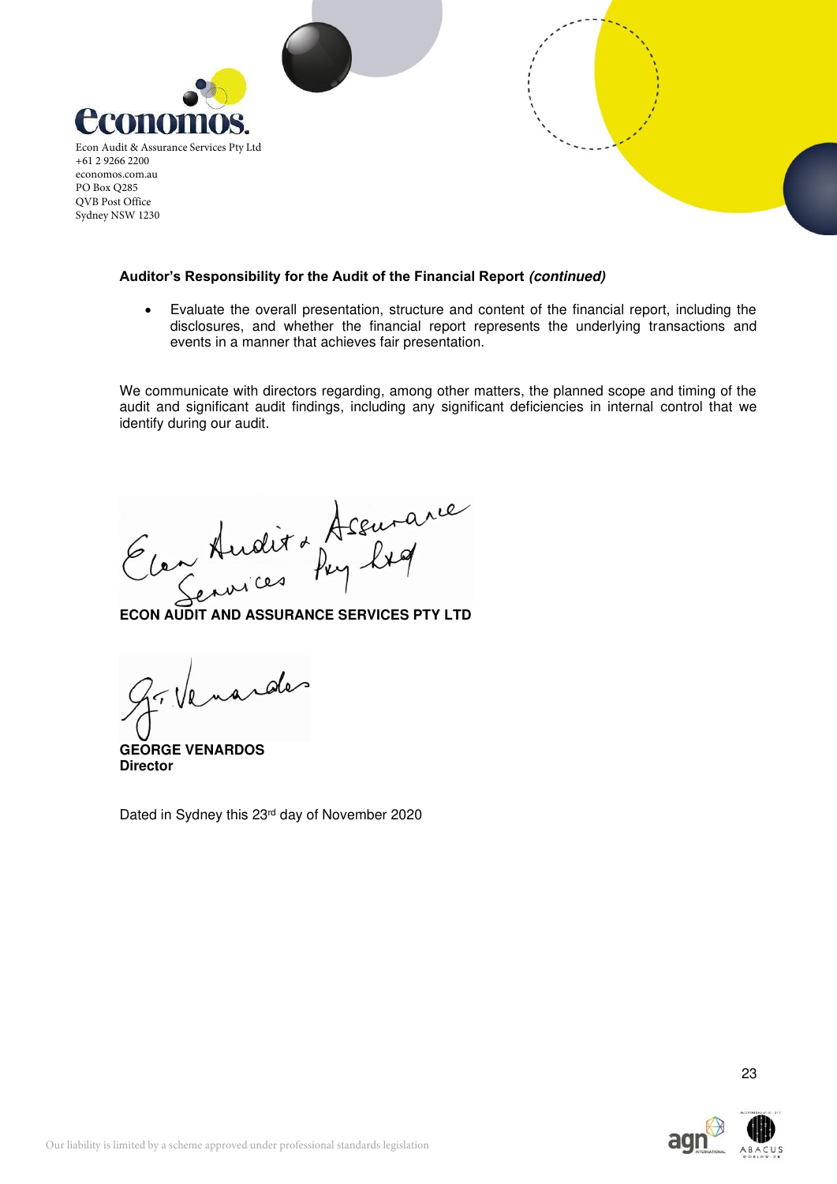**Auditor's Responsibility for the Audit of the Financial Report *(continued)***

- Evaluate the overall presentation, structure and content of the financial report, including the disclosures, and whether the financial report represents the underlying transactions and events in a manner that achieves fair presentation.

We communicate with directors regarding, among other matters, the planned scope and timing of the audit and significant audit findings, including any significant deficiencies in internal control that we identify during our audit.

**ECON AUDIT AND ASSURANCE SERVICES PTY LTD**

**GEORGE VENARDOS**
**Director**

Dated in Sydney this 23rd day of November 2020